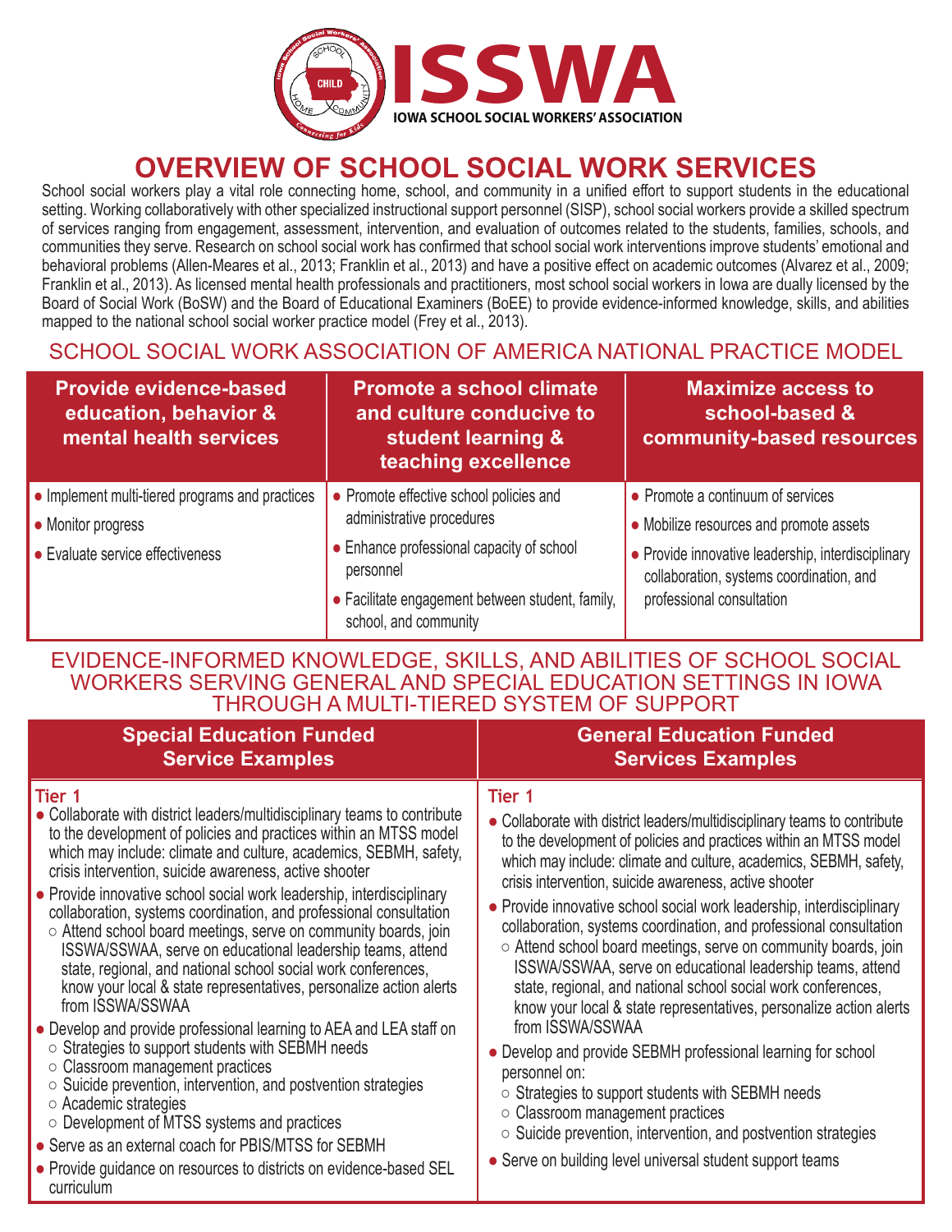# ISSWA

IOWA SCHOOL SOCIAL WORKERS' ASSOCIATION

# OVERVIEW OF SCHOOL SOCIAL WORK SERVICES

School social workers play a vital role connecting home, school, and community in a unified effort to support students in the educational setting. Working collaboratively with other specialized instructional support personnel (SISP), school social workers provide a skilled spectrum of services ranging from engagement, assessment, intervention, and evaluation of outcomes related to the students, families, schools, and communities they serve. Research on school social work has confirmed that school social work interventions improve students' emotional and behavioral problems (Allen-Meares et al., 2013; Franklin et al., 2013) and have a positive effect on academic outcomes (Alvarez et al., 2009; Franklin et al., 2013). As licensed mental health professionals and practitioners, most school social workers in Iowa are dually licensed by the Board of Social Work (BoSW) and the Board of Educational Examiners (BoEE) to provide evidence-informed knowledge, skills, and abilities mapped to the national school social worker practice model (Frey et al., 2013).

## SCHOOL SOCIAL WORK ASSOCIATION OF AMERICA NATIONAL PRACTICE MODEL

| Provide evidence-based education, behavior & mental health services | Promote a school climate and culture conducive to student learning & teaching excellence | Maximize access to school-based & community-based resources |
|---|---|---|
| • Implement multi-tiered programs and practices<br>• Monitor progress<br>• Evaluate service effectiveness | • Promote effective school policies and administrative procedures<br>• Enhance professional capacity of school personnel<br>• Facilitate engagement between student, family, school, and community | • Promote a continuum of services<br>• Mobilize resources and promote assets<br>• Provide innovative leadership, interdisciplinary collaboration, systems coordination, and professional consultation |

## EVIDENCE-INFORMED KNOWLEDGE, SKILLS, AND ABILITIES OF SCHOOL SOCIAL WORKERS SERVING GENERAL AND SPECIAL EDUCATION SETTINGS IN IOWA THROUGH A MULTI-TIERED SYSTEM OF SUPPORT

| Special Education Funded Service Examples | General Education Funded Services Examples |
|---|---|
| **Tier 1**<br>• Collaborate with district leaders/multidisciplinary teams to contribute to the development of policies and practices within an MTSS model which may include: climate and culture, academics, SEBMH, safety, crisis intervention, suicide awareness, active shooter<br>• Provide innovative school social work leadership, interdisciplinary collaboration, systems coordination, and professional consultation<br>　○ Attend school board meetings, serve on community boards, join ISSWA/SSWAA, serve on educational leadership teams, attend state, regional, and national school social work conferences, know your local & state representatives, personalize action alerts from ISSWA/SSWAA<br>• Develop and provide professional learning to AEA and LEA staff on<br>　○ Strategies to support students with SEBMH needs<br>　○ Classroom management practices<br>　○ Suicide prevention, intervention, and postvention strategies<br>　○ Academic strategies<br>　○ Development of MTSS systems and practices<br>• Serve as an external coach for PBIS/MTSS for SEBMH<br>• Provide guidance on resources to districts on evidence-based SEL curriculum | **Tier 1**<br>• Collaborate with district leaders/multidisciplinary teams to contribute to the development of policies and practices within an MTSS model which may include: climate and culture, academics, SEBMH, safety, crisis intervention, suicide awareness, active shooter<br>• Provide innovative school social work leadership, interdisciplinary collaboration, systems coordination, and professional consultation<br>　○ Attend school board meetings, serve on community boards, join ISSWA/SSWAA, serve on educational leadership teams, attend state, regional, and national school social work conferences, know your local & state representatives, personalize action alerts from ISSWA/SSWAA<br>• Develop and provide SEBMH professional learning for school personnel on:<br>　○ Strategies to support students with SEBMH needs<br>　○ Classroom management practices<br>　○ Suicide prevention, intervention, and postvention strategies<br>• Serve on building level universal student support teams |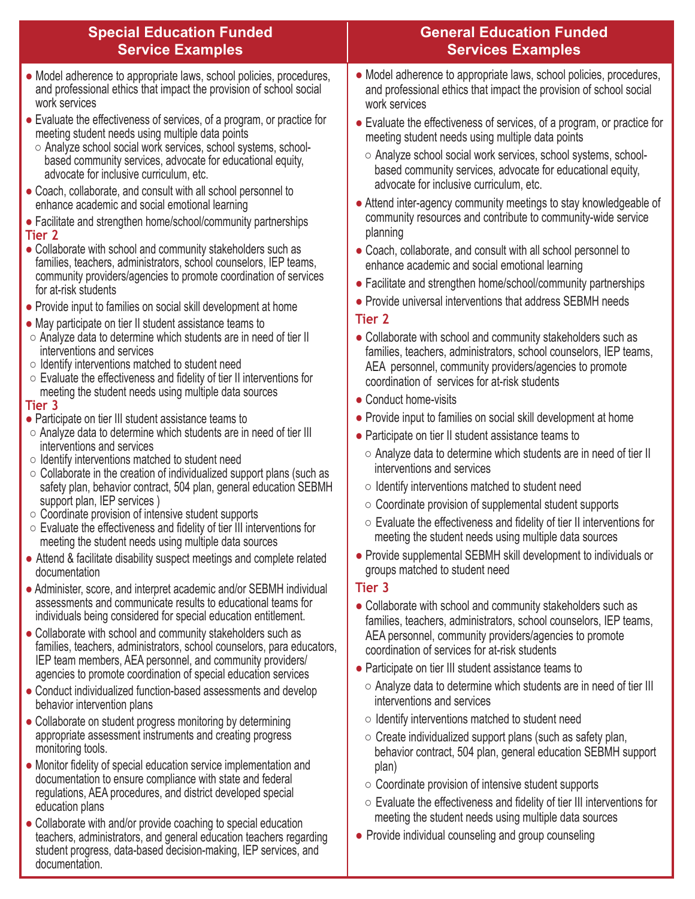| Special Education Funded Service Examples | General Education Funded Services Examples |
|---|---|
| • Model adherence to appropriate laws, school policies, procedures, and professional ethics that impact the provision of school social work services<br>• Evaluate the effectiveness of services, of a program, or practice for meeting student needs using multiple data points<br>  ○ Analyze school social work services, school systems, school-based community services, advocate for educational equity, advocate for inclusive curriculum, etc.<br>• Coach, collaborate, and consult with all school personnel to enhance academic and social emotional learning<br>• Facilitate and strengthen home/school/community partnerships<br>**Tier 2**<br>• Collaborate with school and community stakeholders such as families, teachers, administrators, school counselors, IEP teams, community providers/agencies to promote coordination of services for at-risk students<br>• Provide input to families on social skill development at home<br>• May participate on tier II student assistance teams to<br>  ○ Analyze data to determine which students are in need of tier II interventions and services<br>  ○ Identify interventions matched to student need<br>  ○ Evaluate the effectiveness and fidelity of tier II interventions for meeting the student needs using multiple data sources<br>**Tier 3**<br>• Participate on tier III student assistance teams to<br>  ○ Analyze data to determine which students are in need of tier III interventions and services<br>  ○ Identify interventions matched to student need<br>  ○ Collaborate in the creation of individualized support plans (such as safety plan, behavior contract, 504 plan, general education SEBMH support plan, IEP services )<br>  ○ Coordinate provision of intensive student supports<br>  ○ Evaluate the effectiveness and fidelity of tier III interventions for meeting the student needs using multiple data sources<br>• Attend & facilitate disability suspect meetings and complete related documentation<br>• Administer, score, and interpret academic and/or SEBMH individual assessments and communicate results to educational teams for individuals being considered for special education entitlement.<br>• Collaborate with school and community stakeholders such as families, teachers, administrators, school counselors, para educators, IEP team members, AEA personnel, and community providers/agencies to promote coordination of special education services<br>• Conduct individualized function-based assessments and develop behavior intervention plans<br>• Collaborate on student progress monitoring by determining appropriate assessment instruments and creating progress monitoring tools.<br>• Monitor fidelity of special education service implementation and documentation to ensure compliance with state and federal regulations, AEA procedures, and district developed special education plans<br>• Collaborate with and/or provide coaching to special education teachers, administrators, and general education teachers regarding student progress, data-based decision-making, IEP services, and documentation. | • Model adherence to appropriate laws, school policies, procedures, and professional ethics that impact the provision of school social work services<br>• Evaluate the effectiveness of services, of a program, or practice for meeting student needs using multiple data points<br>  ○ Analyze school social work services, school systems, school-based community services, advocate for educational equity, advocate for inclusive curriculum, etc.<br>• Attend inter-agency community meetings to stay knowledgeable of community resources and contribute to community-wide service planning<br>• Coach, collaborate, and consult with all school personnel to enhance academic and social emotional learning<br>• Facilitate and strengthen home/school/community partnerships<br>• Provide universal interventions that address SEBMH needs<br>**Tier 2**<br>• Collaborate with school and community stakeholders such as families, teachers, administrators, school counselors, IEP teams, AEA personnel, community providers/agencies to promote coordination of services for at-risk students<br>• Conduct home-visits<br>• Provide input to families on social skill development at home<br>• Participate on tier II student assistance teams to<br>  ○ Analyze data to determine which students are in need of tier II interventions and services<br>  ○ Identify interventions matched to student need<br>  ○ Coordinate provision of supplemental student supports<br>  ○ Evaluate the effectiveness and fidelity of tier II interventions for meeting the student needs using multiple data sources<br>• Provide supplemental SEBMH skill development to individuals or groups matched to student need<br>**Tier 3**<br>• Collaborate with school and community stakeholders such as families, teachers, administrators, school counselors, IEP teams, AEA personnel, community providers/agencies to promote coordination of services for at-risk students<br>• Participate on tier III student assistance teams to<br>  ○ Analyze data to determine which students are in need of tier III interventions and services<br>  ○ Identify interventions matched to student need<br>  ○ Create individualized support plans (such as safety plan, behavior contract, 504 plan, general education SEBMH support plan)<br>  ○ Coordinate provision of intensive student supports<br>  ○ Evaluate the effectiveness and fidelity of tier III interventions for meeting the student needs using multiple data sources<br>• Provide individual counseling and group counseling |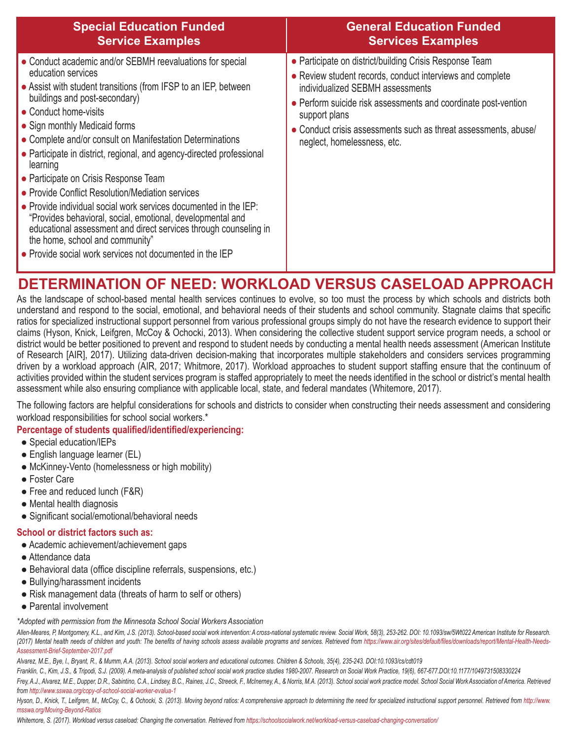| Special Education Funded Service Examples | General Education Funded Services Examples |
| --- | --- |
| • Conduct academic and/or SEBMH reevaluations for special education services<br>• Assist with student transitions (from IFSP to an IEP, between buildings and post-secondary)<br>• Conduct home-visits<br>• Sign monthly Medicaid forms<br>• Complete and/or consult on Manifestation Determinations<br>• Participate in district, regional, and agency-directed professional learning<br>• Participate on Crisis Response Team<br>• Provide Conflict Resolution/Mediation services<br>• Provide individual social work services documented in the IEP: "Provides behavioral, social, emotional, developmental and educational assessment and direct services through counseling in the home, school and community"<br>• Provide social work services not documented in the IEP | • Participate on district/building Crisis Response Team<br>• Review student records, conduct interviews and complete individualized SEBMH assessments<br>• Perform suicide risk assessments and coordinate post-vention support plans<br>• Conduct crisis assessments such as threat assessments, abuse/neglect, homelessness, etc. |

## DETERMINATION OF NEED: WORKLOAD VERSUS CASELOAD APPROACH

As the landscape of school-based mental health services continues to evolve, so too must the process by which schools and districts both understand and respond to the social, emotional, and behavioral needs of their students and school community. Stagnate claims that specific ratios for specialized instructional support personnel from various professional groups simply do not have the research evidence to support their claims (Hyson, Knick, Leifgren, McCoy & Ochocki, 2013). When considering the collective student support service program needs, a school or district would be better positioned to prevent and respond to student needs by conducting a mental health needs assessment (American Institute of Research [AIR], 2017). Utilizing data-driven decision-making that incorporates multiple stakeholders and considers services programming driven by a workload approach (AIR, 2017; Whitmore, 2017). Workload approaches to student support staffing ensure that the continuum of activities provided within the student services program is staffed appropriately to meet the needs identified in the school or district's mental health assessment while also ensuring compliance with applicable local, state, and federal mandates (Whitemore, 2017).

The following factors are helpful considerations for schools and districts to consider when constructing their needs assessment and considering workload responsibilities for school social workers.*

**Percentage of students qualified/identified/experiencing:**

- Special education/IEPs
- English language learner (EL)
- McKinney-Vento (homelessness or high mobility)
- Foster Care
- Free and reduced lunch (F&R)
- Mental health diagnosis
- Significant social/emotional/behavioral needs

**School or district factors such as:**

- Academic achievement/achievement gaps
- Attendance data
- Behavioral data (office discipline referrals, suspensions, etc.)
- Bullying/harassment incidents
- Risk management data (threats of harm to self or others)
- Parental involvement

*\*Adopted with permission from the Minnesota School Social Workers Association*

*Allen-Meares, P, Montgomery, K.L., and Kim, J.S. (2013). School-based social work intervention: A cross-national systematic review. Social Work, 58(3), 253-262. DOI: 10.1093/sw/5Wt022 American Institute for Research. (2017) Mental health needs of children and youth: The benefits of having schools assess available programs and services. Retrieved from https://www.air.org/sites/default/files/downloads/report/Mental-Health-Needs-Assessment-Brief-September-2017.pdf*

*Alvarez, M.E., Bye, I., Bryant, R., & Mumm, A.A. (2013). School social workers and educational outcomes. Children & Schools, 35(4), 235-243. DOI:10.1093/cs/cdt019*

*Franklin, C., Kim, J.S., & Tripodi, S.J. (2009). A meta-analysis of published school social work practice studies 1980-2007. Research on Social Work Practice, 19(6), 667-677.DOI:10.1177/1049731508330224*

*Frey, A.J., Alvarez, M.E., Dupper, D.R., Sabintino, C.A., Lindsey, B.C., Raines, J.C., Streeck, F., McInerney, A., & Norris, M.A. (2013). School social work practice model. School Social Work Association of America. Retrieved from http://www.sswaa.org/copy-of-school-social-worker-evalua-1*

*Hyson, D., Knick, T., Leifgren, M., McCoy, C., & Ochocki, S. (2013). Moving beyond ratios: A comprehensive approach to determining the need for specialized instructional support personnel. Retrieved from http://www.msswa.org/Moving-Beyond-Ratios*

*Whitemore, S. (2017). Workload versus caseload: Changing the conversation. Retrieved from https://schoolsocialwork.net/workload-versus-caseload-changing-conversation/*